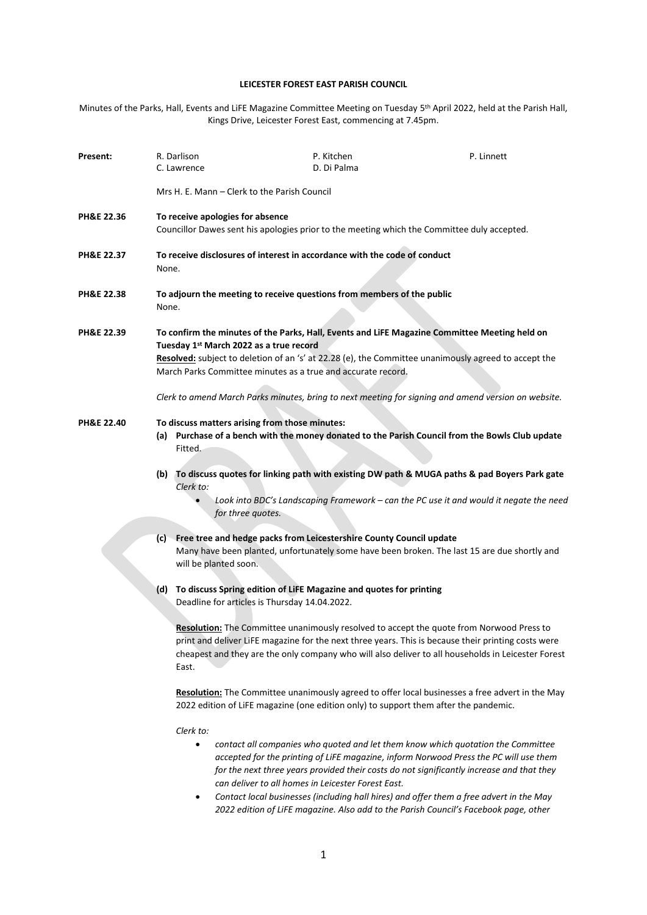**LEICESTER FOREST EAST PARISH COUNCIL**

Minutes of the Parks, Hall, Events and LiFE Magazine Committee Meeting on Tuesday 5th April 2022, held at the Parish Hall, Kings Drive, Leicester Forest East, commencing at 7.45pm.

| **Present:** | R. Darlison | P. Kitchen | P. Linnett |
|---|---|---|---|
| | C. Lawrence | D. Di Palma | |

Mrs H. E. Mann – Clerk to the Parish Council

**PH&E 22.36** **To receive apologies for absence**
Councillor Dawes sent his apologies prior to the meeting which the Committee duly accepted.

**PH&E 22.37** **To receive disclosures of interest in accordance with the code of conduct**
None.

**PH&E 22.38** **To adjourn the meeting to receive questions from members of the public**
None.

**PH&E 22.39** **To confirm the minutes of the Parks, Hall, Events and LiFE Magazine Committee Meeting held on Tuesday 1st March 2022 as a true record**
**Resolved:** subject to deletion of an 's' at 22.28 (e), the Committee unanimously agreed to accept the March Parks Committee minutes as a true and accurate record.

*Clerk to amend March Parks minutes, bring to next meeting for signing and amend version on website.*

**PH&E 22.40** **To discuss matters arising from those minutes:**

**(a) Purchase of a bench with the money donated to the Parish Council from the Bowls Club update**
Fitted.

**(b) To discuss quotes for linking path with existing DW path & MUGA paths & pad Boyers Park gate**
*Clerk to:*

- *Look into BDC's Landscaping Framework – can the PC use it and would it negate the need for three quotes.*

**(c) Free tree and hedge packs from Leicestershire County Council update**
Many have been planted, unfortunately some have been broken. The last 15 are due shortly and will be planted soon.

**(d) To discuss Spring edition of LiFE Magazine and quotes for printing**
Deadline for articles is Thursday 14.04.2022.

**Resolution:** The Committee unanimously resolved to accept the quote from Norwood Press to print and deliver LiFE magazine for the next three years. This is because their printing costs were cheapest and they are the only company who will also deliver to all households in Leicester Forest East.

**Resolution:** The Committee unanimously agreed to offer local businesses a free advert in the May 2022 edition of LiFE magazine (one edition only) to support them after the pandemic.

*Clerk to:*

- *contact all companies who quoted and let them know which quotation the Committee accepted for the printing of LiFE magazine, inform Norwood Press the PC will use them for the next three years provided their costs do not significantly increase and that they can deliver to all homes in Leicester Forest East.*
- *Contact local businesses (including hall hires) and offer them a free advert in the May 2022 edition of LiFE magazine. Also add to the Parish Council's Facebook page, other*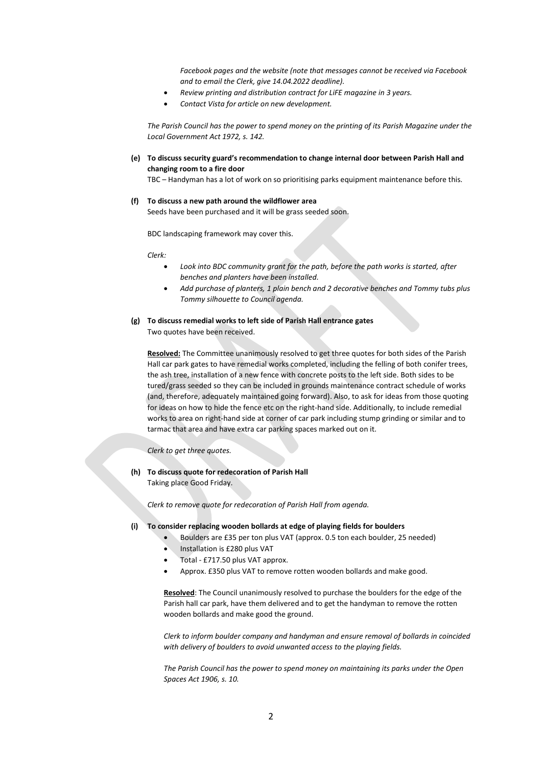*Facebook pages and the website (note that messages cannot be received via Facebook and to email the Clerk, give 14.04.2022 deadline).*

- *Review printing and distribution contract for LiFE magazine in 3 years.*
- *Contact Vista for article on new development.*

*The Parish Council has the power to spend money on the printing of its Parish Magazine under the Local Government Act 1972, s. 142.*

**(e) To discuss security guard's recommendation to change internal door between Parish Hall and changing room to a fire door**

TBC – Handyman has a lot of work on so prioritising parks equipment maintenance before this.

**(f) To discuss a new path around the wildflower area**

Seeds have been purchased and it will be grass seeded soon.

BDC landscaping framework may cover this.

*Clerk:*

- *Look into BDC community grant for the path, before the path works is started, after benches and planters have been installed.*
- *Add purchase of planters, 1 plain bench and 2 decorative benches and Tommy tubs plus Tommy silhouette to Council agenda.*

**(g) To discuss remedial works to left side of Parish Hall entrance gates**

Two quotes have been received.

**Resolved:** The Committee unanimously resolved to get three quotes for both sides of the Parish Hall car park gates to have remedial works completed, including the felling of both conifer trees, the ash tree, installation of a new fence with concrete posts to the left side. Both sides to be tured/grass seeded so they can be included in grounds maintenance contract schedule of works (and, therefore, adequately maintained going forward). Also, to ask for ideas from those quoting for ideas on how to hide the fence etc on the right-hand side. Additionally, to include remedial works to area on right-hand side at corner of car park including stump grinding or similar and to tarmac that area and have extra car parking spaces marked out on it.

*Clerk to get three quotes.*

**(h) To discuss quote for redecoration of Parish Hall**

Taking place Good Friday.

*Clerk to remove quote for redecoration of Parish Hall from agenda.*

**(i) To consider replacing wooden bollards at edge of playing fields for boulders**

- Boulders are £35 per ton plus VAT (approx. 0.5 ton each boulder, 25 needed)
- Installation is £280 plus VAT
- Total - £717.50 plus VAT approx.
- Approx. £350 plus VAT to remove rotten wooden bollards and make good.

**Resolved**: The Council unanimously resolved to purchase the boulders for the edge of the Parish hall car park, have them delivered and to get the handyman to remove the rotten wooden bollards and make good the ground.

*Clerk to inform boulder company and handyman and ensure removal of bollards in coincided with delivery of boulders to avoid unwanted access to the playing fields.*

*The Parish Council has the power to spend money on maintaining its parks under the Open Spaces Act 1906, s. 10.*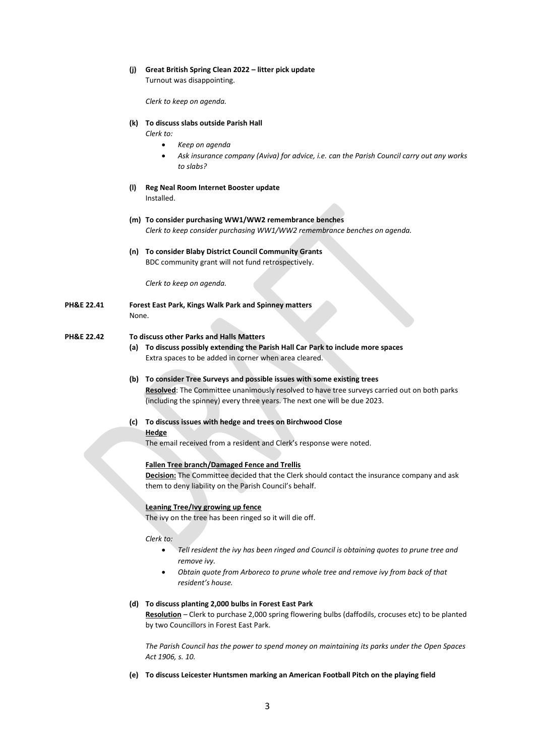**(j) Great British Spring Clean 2022 – litter pick update**
Turnout was disappointing.

*Clerk to keep on agenda.*

**(k) To discuss slabs outside Parish Hall**
*Clerk to:*

- *Keep on agenda*
- *Ask insurance company (Aviva) for advice, i.e. can the Parish Council carry out any works to slabs?*

**(l) Reg Neal Room Internet Booster update**
Installed.

**(m) To consider purchasing WW1/WW2 remembrance benches**
*Clerk to keep consider purchasing WW1/WW2 remembrance benches on agenda.*

**(n) To consider Blaby District Council Community Grants**
BDC community grant will not fund retrospectively.

*Clerk to keep on agenda.*

**PH&E 22.41 Forest East Park, Kings Walk Park and Spinney matters**
None.

**PH&E 22.42 To discuss other Parks and Halls Matters**

**(a) To discuss possibly extending the Parish Hall Car Park to include more spaces**
Extra spaces to be added in corner when area cleared.

**(b) To consider Tree Surveys and possible issues with some existing trees**
**Resolved**: The Committee unanimously resolved to have tree surveys carried out on both parks (including the spinney) every three years. The next one will be due 2023.

**(c) To discuss issues with hedge and trees on Birchwood Close**

**Hedge**
The email received from a resident and Clerk's response were noted.

**Fallen Tree branch/Damaged Fence and Trellis**
**Decision:** The Committee decided that the Clerk should contact the insurance company and ask them to deny liability on the Parish Council's behalf.

**Leaning Tree/Ivy growing up fence**
The ivy on the tree has been ringed so it will die off.

*Clerk to:*

- *Tell resident the ivy has been ringed and Council is obtaining quotes to prune tree and remove ivy.*
- *Obtain quote from Arboreco to prune whole tree and remove ivy from back of that resident's house.*

**(d) To discuss planting 2,000 bulbs in Forest East Park**
**Resolution** – Clerk to purchase 2,000 spring flowering bulbs (daffodils, crocuses etc) to be planted by two Councillors in Forest East Park.

*The Parish Council has the power to spend money on maintaining its parks under the Open Spaces Act 1906, s. 10.*

**(e) To discuss Leicester Huntsmen marking an American Football Pitch on the playing field**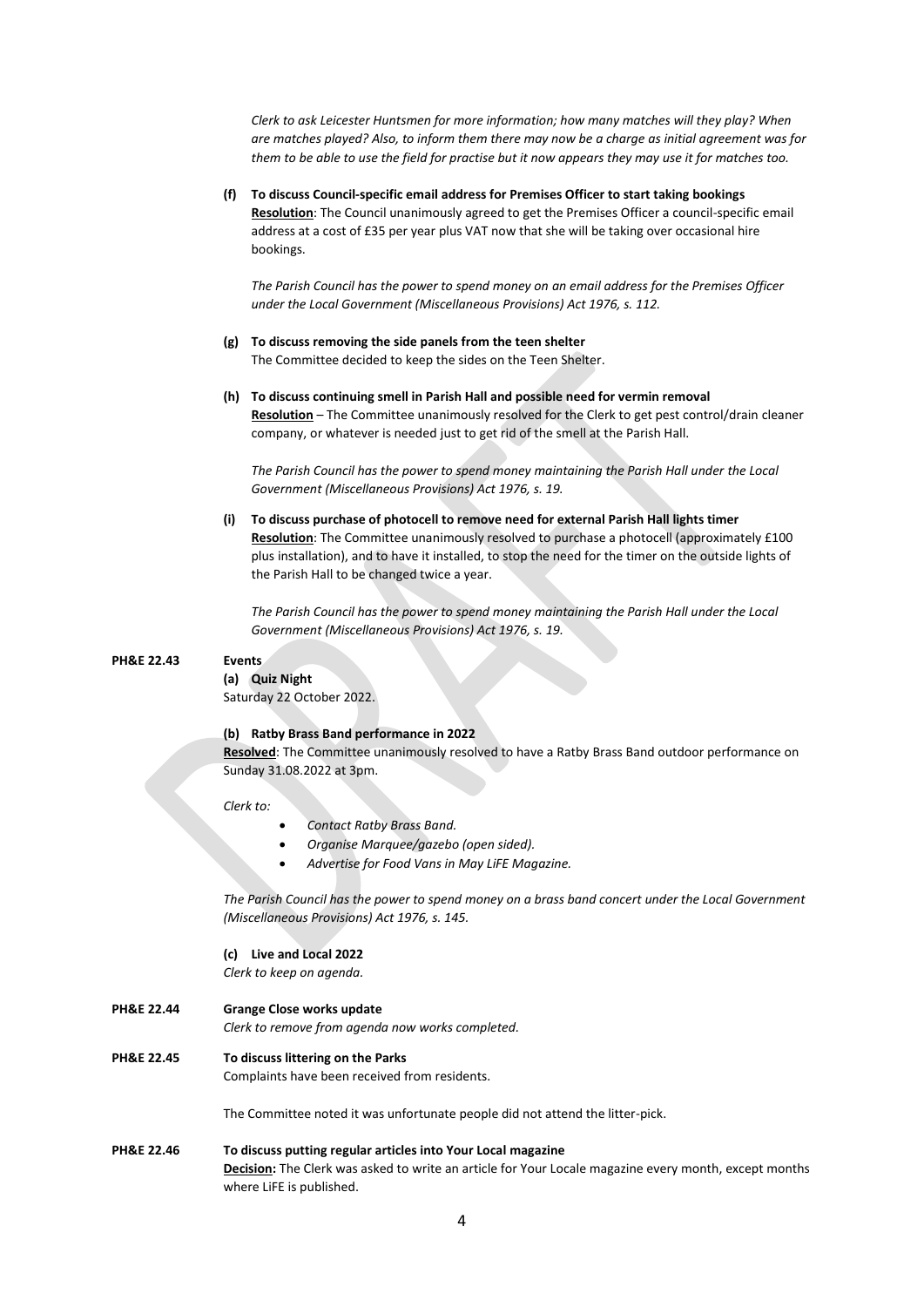*Clerk to ask Leicester Huntsmen for more information; how many matches will they play? When are matches played? Also, to inform them there may now be a charge as initial agreement was for them to be able to use the field for practise but it now appears they may use it for matches too.*

**(f) To discuss Council-specific email address for Premises Officer to start taking bookings**
**Resolution**: The Council unanimously agreed to get the Premises Officer a council-specific email address at a cost of £35 per year plus VAT now that she will be taking over occasional hire bookings.

*The Parish Council has the power to spend money on an email address for the Premises Officer under the Local Government (Miscellaneous Provisions) Act 1976, s. 112.*

**(g) To discuss removing the side panels from the teen shelter**
The Committee decided to keep the sides on the Teen Shelter.

**(h) To discuss continuing smell in Parish Hall and possible need for vermin removal**
**Resolution** – The Committee unanimously resolved for the Clerk to get pest control/drain cleaner company, or whatever is needed just to get rid of the smell at the Parish Hall.

*The Parish Council has the power to spend money maintaining the Parish Hall under the Local Government (Miscellaneous Provisions) Act 1976, s. 19.*

**(i) To discuss purchase of photocell to remove need for external Parish Hall lights timer**
**Resolution**: The Committee unanimously resolved to purchase a photocell (approximately £100 plus installation), and to have it installed, to stop the need for the timer on the outside lights of the Parish Hall to be changed twice a year.

*The Parish Council has the power to spend money maintaining the Parish Hall under the Local Government (Miscellaneous Provisions) Act 1976, s. 19.*

**PH&E 22.43 Events**

**(a) Quiz Night**
Saturday 22 October 2022.

**(b) Ratby Brass Band performance in 2022**
**Resolved**: The Committee unanimously resolved to have a Ratby Brass Band outdoor performance on Sunday 31.08.2022 at 3pm.

*Clerk to:*

- *Contact Ratby Brass Band.*
- *Organise Marquee/gazebo (open sided).*
- *Advertise for Food Vans in May LiFE Magazine.*

*The Parish Council has the power to spend money on a brass band concert under the Local Government (Miscellaneous Provisions) Act 1976, s. 145.*

**(c) Live and Local 2022**
*Clerk to keep on agenda.*

**PH&E 22.44 Grange Close works update**
*Clerk to remove from agenda now works completed.*

**PH&E 22.45 To discuss littering on the Parks**
Complaints have been received from residents.

The Committee noted it was unfortunate people did not attend the litter-pick.

**PH&E 22.46 To discuss putting regular articles into Your Local magazine**
**Decision:** The Clerk was asked to write an article for Your Locale magazine every month, except months where LiFE is published.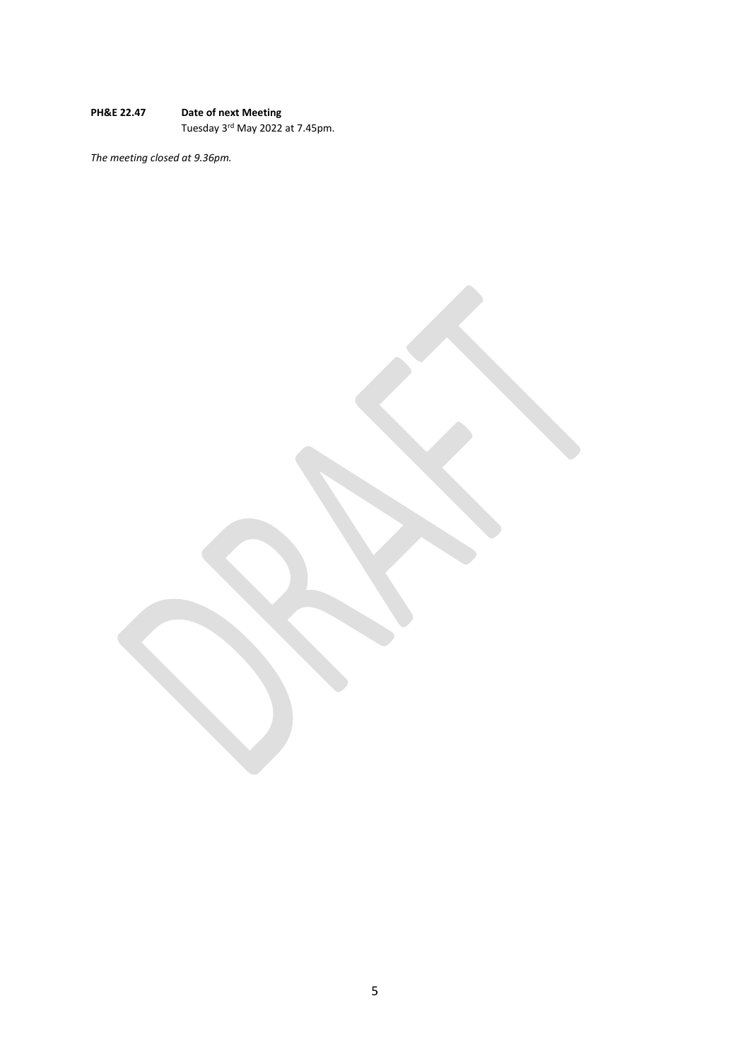**PH&E 22.47 Date of next Meeting**

Tuesday 3rd May 2022 at 7.45pm.

*The meeting closed at 9.36pm.*